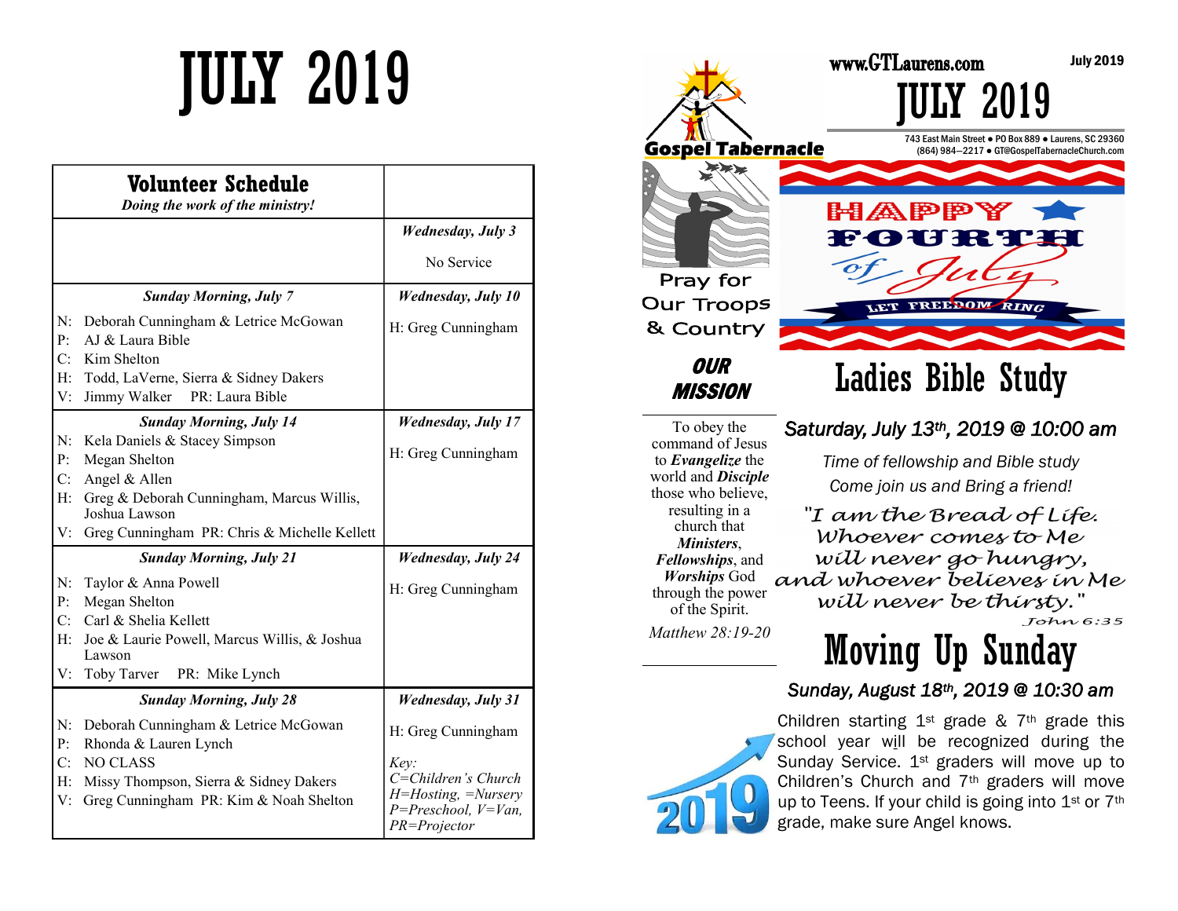# JULY 2019

| **Volunteer Schedule** *Doing the work of the ministry!* | |
|---|---|
| | *Wednesday, July 3* No Service |
| ***Sunday Morning, July 7*** N: Deborah Cunningham & Letrice McGowan P: AJ & Laura Bible C: Kim Shelton H: Todd, LaVerne, Sierra & Sidney Dakers V: Jimmy Walker PR: Laura Bible | ***Wednesday, July 10*** H: Greg Cunningham |
| ***Sunday Morning, July 14*** N: Kela Daniels & Stacey Simpson P: Megan Shelton C: Angel & Allen H: Greg & Deborah Cunningham, Marcus Willis, Joshua Lawson V: Greg Cunningham PR: Chris & Michelle Kellett | ***Wednesday, July 17*** H: Greg Cunningham |
| ***Sunday Morning, July 21*** N: Taylor & Anna Powell P: Megan Shelton C: Carl & Shelia Kellett H: Joe & Laurie Powell, Marcus Willis, & Joshua Lawson V: Toby Tarver PR: Mike Lynch | ***Wednesday, July 24*** H: Greg Cunningham |
| ***Sunday Morning, July 28*** N: Deborah Cunningham & Letrice McGowan P: Rhonda & Lauren Lynch C: NO CLASS H: Missy Thompson, Sierra & Sidney Dakers V: Greg Cunningham PR: Kim & Noah Shelton | ***Wednesday, July 31*** H: Greg Cunningham *Key: C=Children's Church H=Hosting, =Nursery P=Preschool, V=Van, PR=Projector* |

**Gospel Tabernacle**

www.GTLaurens.com

July 2019

# JULY 2019

743 East Main Street ● PO Box 889 ● Laurens, SC 29360
(864) 984—2217 ● GT@GospelTabernacleChurch.com

Pray for Our Troops & Country

HAPPY FOURTH of July — LET FREEDOM RING

## OUR MISSION

To obey the command of Jesus to ***Evangelize*** the world and ***Disciple*** those who believe, resulting in a church that ***Ministers***, ***Fellowships***, and ***Worships*** God through the power of the Spirit.

*Matthew 28:19-20*

## Ladies Bible Study

***Saturday, July 13th, 2019 @ 10:00 am***

*Time of fellowship and Bible study*
*Come join us and Bring a friend!*

*"I am the Bread of Life. Whoever comes to Me will never go hungry, and whoever believes in Me will never be thirsty."*
*John 6:35*

## Moving Up Sunday

***Sunday, August 18th, 2019 @ 10:30 am***

Children starting 1st grade & 7th grade this school year will be recognized during the Sunday Service. 1st graders will move up to Children's Church and 7th graders will move up to Teens. If your child is going into 1st or 7th grade, make sure Angel knows.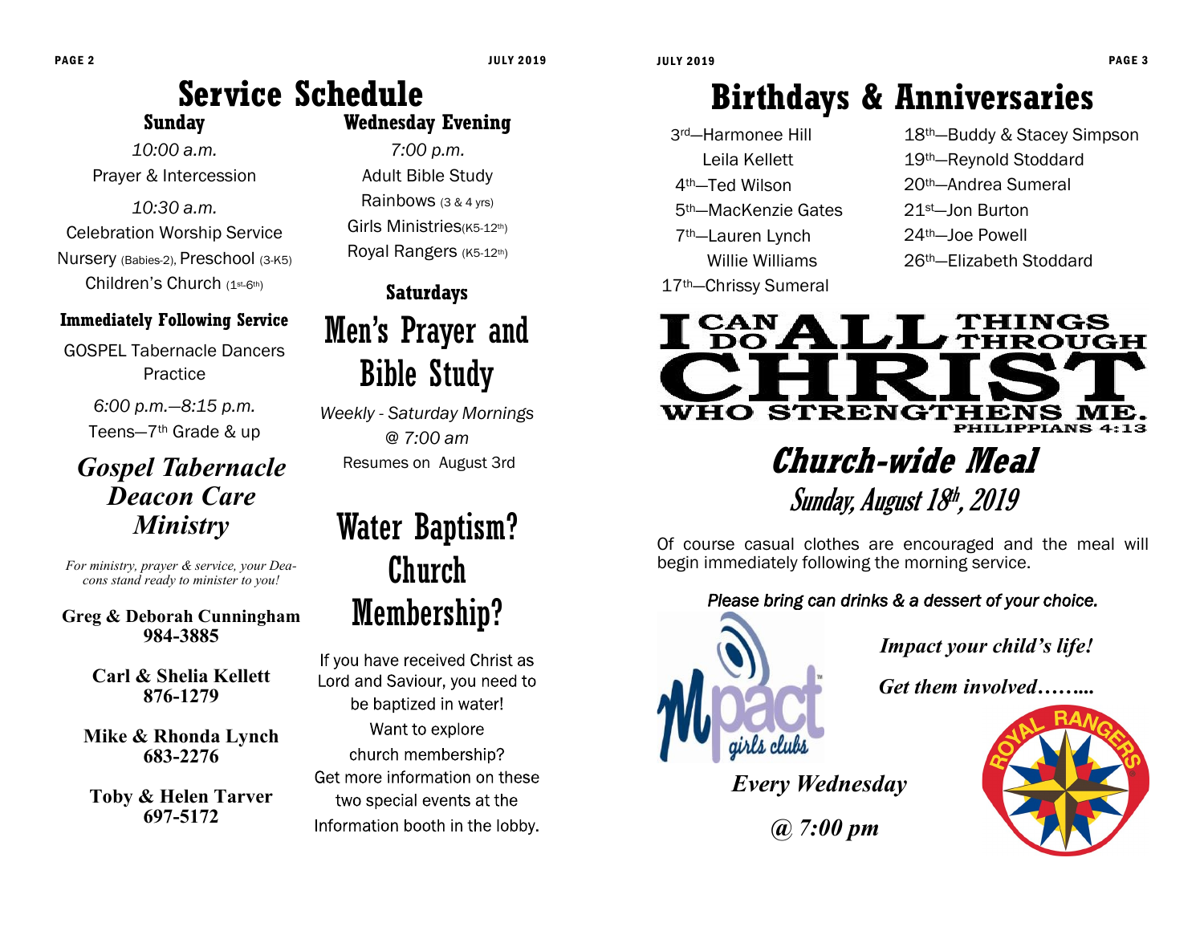# Service Schedule

## Sunday

*10:00 a.m.*

Prayer & Intercession

*10:30 a.m.*

Celebration Worship Service

Nursery (Babies-2), Preschool (3-K5)

Children's Church (1st-6th)

### Immediately Following Service

GOSPEL Tabernacle Dancers Practice

*6:00 p.m.—8:15 p.m.*

Teens—7th Grade & up

## *Gospel Tabernacle Deacon Care Ministry*

*For ministry, prayer & service, your Deacons stand ready to minister to you!*

**Greg & Deborah Cunningham**
**984-3885**

**Carl & Shelia Kellett**
**876-1279**

**Mike & Rhonda Lynch**
**683-2276**

**Toby & Helen Tarver**
**697-5172**

## Wednesday Evening

*7:00 p.m.*

Adult Bible Study

Rainbows (3 & 4 yrs)

Girls Ministries(K5-12th)

Royal Rangers (K5-12th)

## Saturdays

# Men's Prayer and Bible Study

*Weekly - Saturday Mornings*
*@ 7:00 am*

Resumes on August 3rd

# Water Baptism? Church Membership?

If you have received Christ as Lord and Saviour, you need to be baptized in water! Want to explore church membership? Get more information on these two special events at the Information booth in the lobby.

# Birthdays & Anniversaries

3rd—Harmonee Hill
Leila Kellett
4th—Ted Wilson
5th—MacKenzie Gates
7th—Lauren Lynch
Willie Williams
17th—Chrissy Sumeral
18th—Buddy & Stacey Simpson
19th—Reynold Stoddard
20th—Andrea Sumeral
21st—Jon Burton
24th—Joe Powell
26th—Elizabeth Stoddard

I CAN DO ALL THINGS THROUGH CHRIST WHO STRENGTHENS ME.
PHILIPPIANS 4:13

# *Church-wide Meal*

## *Sunday, August 18th, 2019*

Of course casual clothes are encouraged and the meal will begin immediately following the morning service.

*Please bring can drinks & a dessert of your choice.*

Mpact girls clubs

***Impact your child's life!***

***Get them involved……...***

***Every Wednesday***

***@ 7:00 pm***

ROYAL RANGERS